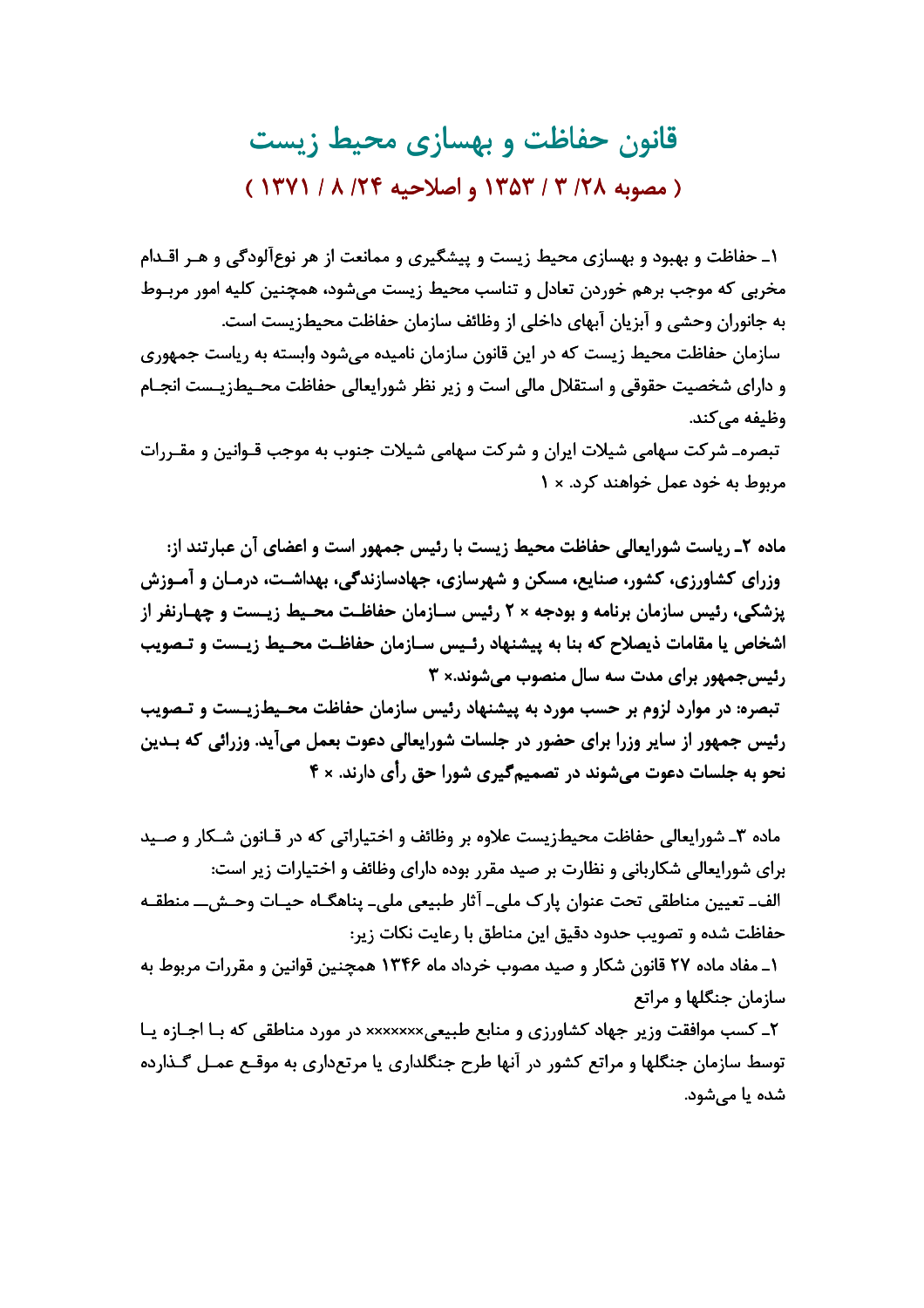# قانون حفاظت و بهسازی محیط زیست

## ( مصوبه ۲۸/ ۳ / ۱۳۵۳ و اصلاحیه ۲۴/ ۸ / ۱۳۷۱ )

۱ـ حفاظت و بهبود و بهسازی محیط زیست و پیشگیری و ممانعت از هر نوع‌آلودگی و هر اقدام مخربی که موجب برهم خوردن تعادل و تناسب محیط زیست می‌شود، همچنین کلیه امور مربوط به جانوران وحشی و آبزیان آبهای داخلی از وظائف سازمان حفاظت محیط‌زیست است.

سازمان حفاظت محیط زیست که در این قانون سازمان نامیده می‌شود وابسته به ریاست جمهوری و دارای شخصیت حقوقی و استقلال مالی است و زیر نظر شورایعالی حفاظت محیط‌زیست انجام وظیفه می‌کند.

تبصره‌ـ شرکت سهامی شیلات ایران و شرکت سهامی شیلات جنوب به موجب قوانین و مقررات مربوط به خود عمل خواهند کرد. × ۱

**ماده ۲ـ ریاست شورایعالی حفاظت محیط زیست با رئیس جمهور است و اعضای آن عبارتند از: وزرای کشاورزی، کشور، صنایع، مسکن و شهرسازی، جهادسازندگی، بهداشت، درمان و آموزش پزشکی، رئیس سازمان برنامه و بودجه × ۲ رئیس سازمان حفاظت محیط زیست و چهارنفر از اشخاص یا مقامات ذیصلاح که بنا به پیشنهاد رئیس سازمان حفاظت محیط زیست و تصویب رئیس‌جمهور برای مدت سه سال منصوب می‌شوند.× ۳**

**تبصره: در موارد لزوم بر حسب مورد به پیشنهاد رئیس سازمان حفاظت محیط‌زیست و تصویب رئیس جمهور از سایر وزرا برای حضور در جلسات شورایعالی دعوت بعمل می‌آید. وزرائی که بدین نحو به جلسات دعوت می‌شوند در تصمیم‌گیری شورا حق رأی دارند. × ۴**

ماده ۳ـ شورایعالی حفاظت محیط‌زیست علاوه بر وظائف و اختیاراتی که در قانون شکار و صید برای شورایعالی شکاربانی و نظارت بر صید مقرر بوده دارای وظائف و اختیارات زیر است:

الف‌ـ تعیین مناطقی تحت عنوان پارک ملی‌ـ آثار طبیعی ملی‌ـ پناهگاه حیات وحش‌ـ منطقه حفاظت شده و تصویب حدود دقیق این مناطق با رعایت نکات زیر:

۱ـ مفاد ماده ۲۷ قانون شکار و صید مصوب خرداد ماه ۱۳۴۶ همچنین قوانین و مقررات مربوط به سازمان جنگلها و مراتع

۲ـ کسب موافقت وزیر جهاد کشاورزی و منابع طبیعی××××××× در مورد مناطقی که با اجازه یا توسط سازمان جنگلها و مراتع کشور در آنها طرح جنگلداری یا مرتع‌داری به موقع عمل گذارده شده یا می‌شود.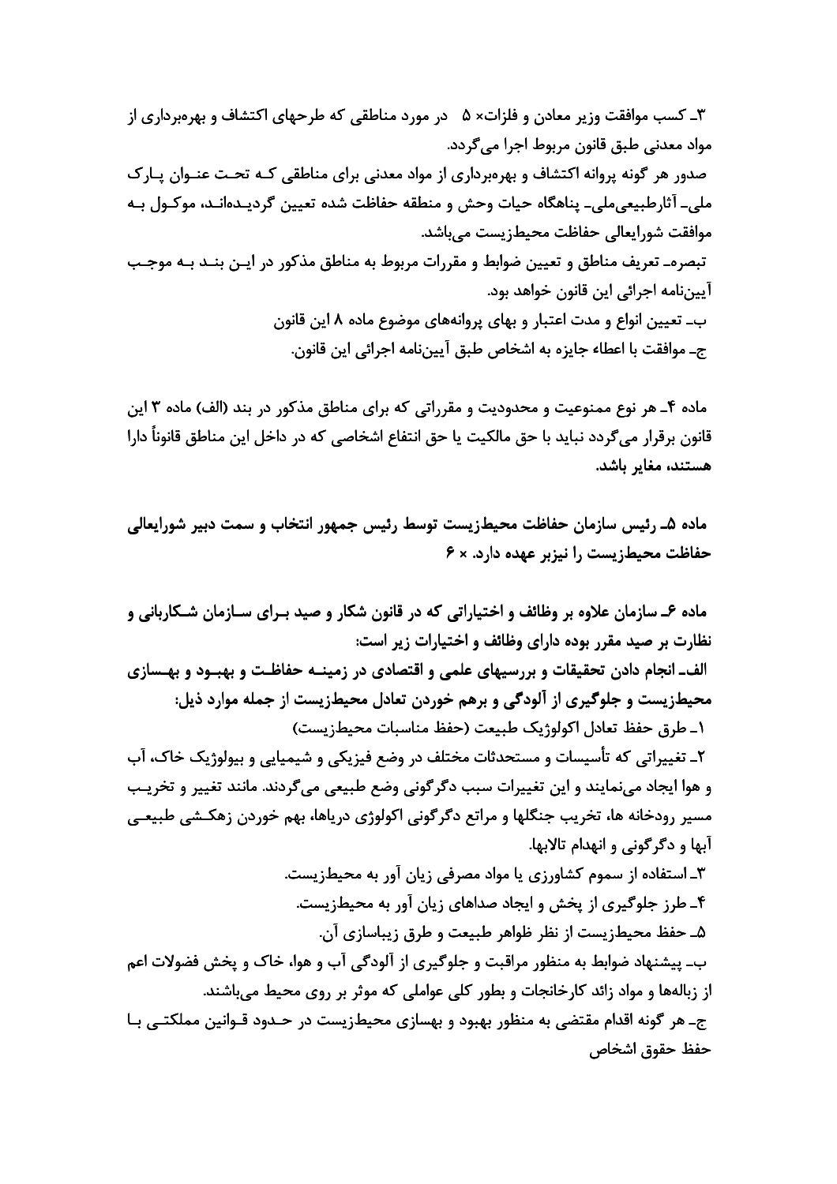۳ـ کسب موافقت وزیر معادن و فلزات× ۵ در مورد مناطقی که طرحهای اکتشاف و بهره‌برداری از مواد معدنی طبق قانون مربوط اجرا می‌گردد.

صدور هر گونه پروانه اکتشاف و بهره‌برداری از مواد معدنی برای مناطقی که تحت عنوان پارک ملی ـ آثارطبیعی‌ملی ـ پناهگاه حیات وحش و منطقه حفاظت شده تعیین گردیده‌اند، موکول به موافقت شورایعالی حفاظت محیط‌زیست می‌باشد.

تبصره ـ تعریف مناطق و تعیین ضوابط و مقررات مربوط به مناطق مذکور در این بند به موجب آیین‌نامه اجرائی این قانون خواهد بود.

ب ـ تعیین انواع و مدت اعتبار و بهای پروانه‌های موضوع ماده ۸ این قانون

ج ـ موافقت با اعطاء جایزه به اشخاص طبق آیین‌نامه اجرائی این قانون.

ماده ۴ـ هر نوع ممنوعیت و محدودیت و مقرراتی که برای مناطق مذکور در بند (الف) ماده ۳ این قانون برقرار می‌گردد نباید با حق مالکیت یا حق انتفاع اشخاصی که در داخل این مناطق قانوناً دارا **هستند، مغایر باشد.**

**ماده ۵ـ رئیس سازمان حفاظت محیط‌زیست توسط رئیس جمهور انتخاب و سمت دبیر شورایعالی حفاظت محیط‌زیست را نیزبر عهده دارد. × ۶**

**ماده ۶ـ سازمان علاوه بر وظائف و اختیاراتی که در قانون شکار و صید برای سازمان شکاربانی و نظارت بر صید مقرر بوده دارای وظائف و اختیارات زیر است:**

**الف ـ انجام دادن تحقیقات و بررسیهای علمی و اقتصادی در زمینه حفاظت و بهبود و بهسازی محیط‌زیست و جلوگیری از آلودگی و برهم خوردن تعادل محیط‌زیست از جمله موارد ذیل:**

۱ـ طرق حفظ تعادل اکولوژیک طبیعت (حفظ مناسبات محیط‌زیست)

۲ـ تغییراتی که تأسیسات و مستحدثات مختلف در وضع فیزیکی و شیمیایی و بیولوژیک خاک، آب و هوا ایجاد می‌نمایند و این تغییرات سبب دگرگونی وضع طبیعی می‌گردند. مانند تغییر و تخریب مسیر رودخانه ها، تخریب جنگلها و مراتع دگرگونی اکولوژی دریاها، بهم خوردن زهکشی طبیعی آبها و دگرگونی و انهدام تالابها.

۳ـ استفاده از سموم کشاورزی یا مواد مصرفی زیان آور به محیط‌زیست.

۴ـ طرز جلوگیری از پخش و ایجاد صداهای زیان آور به محیط‌زیست.

۵ـ حفظ محیط‌زیست از نظر ظواهر طبیعت و طرق زیباسازی آن.

ب ـ پیشنهاد ضوابط به منظور مراقبت و جلوگیری از آلودگی آب و هوا، خاک و پخش فضولات اعم از زباله‌ها و مواد زائد کارخانجات و بطور کلی عواملی که موثر بر روی محیط می‌باشند.

ج ـ هر گونه اقدام مقتضی به منظور بهبود و بهسازی محیط‌زیست در حدود قوانین مملکتی با حفظ حقوق اشخاص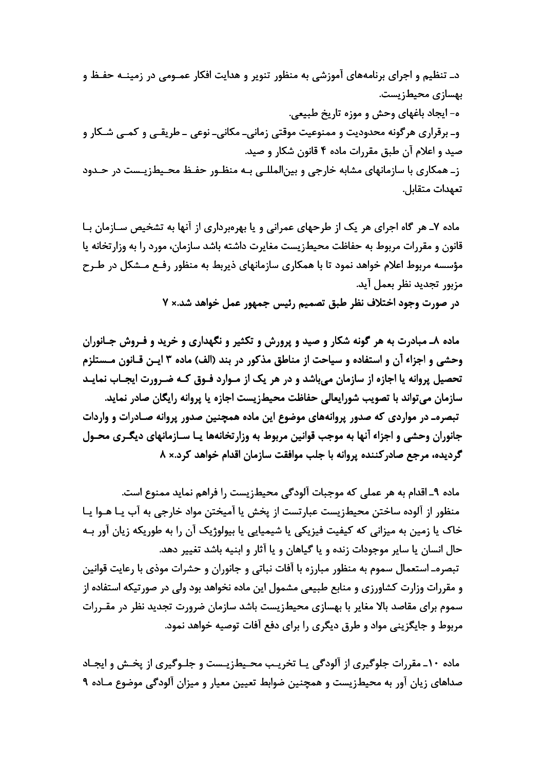د‌ـ تنظیم و اجرای برنامه‌های آموزشی به منظور تنویر و هدایت افکار عمومی در زمینه حفظ و بهسازی محیط‌زیست.

ه‌ـ ایجاد باغهای وحش و موزه تاریخ طبیعی.

و‌ـ برقراری هرگونه محدودیت و ممنوعیت موقتی زمانی‌ـ مکانی‌ـ نوعی ‌ـ طریقی و کمی شکار و صید و اعلام آن طبق مقررات ماده ۴ قانون شکار و صید.

ز‌ـ همکاری با سازمانهای مشابه خارجی و بین‌المللی به منظور حفظ محیط‌زیست در حدود تعهدات متقابل.

ماده ۷ـ هر گاه اجرای هر یک از طرحهای عمرانی و یا بهره‌برداری از آنها به تشخیص سازمان با قانون و مقررات مربوط به حفاظت محیط‌زیست مغایرت داشته باشد سازمان، مورد را به وزارتخانه یا مؤسسه مربوط اعلام خواهد نمود تا با همکاری سازمانهای ذیربط به منظور رفع مشکل در طرح مزبور تجدید نظر بعمل آید.

**در صورت وجود اختلاف نظر طبق تصمیم رئیس جمهور عمل خواهد شد.× ۷**

**ماده ۸ـ مبادرت به هر گونه شکار و صید و پرورش و تکثیر و نگهداری و خرید و فروش جانوران وحشی و اجزاء آن و استفاده و سیاحت از مناطق مذکور در بند (الف) ماده ۳ این قانون مستلزم تحصیل پروانه یا اجازه از سازمان می‌باشد و در هر یک از موارد فوق که ضرورت ایجاب نماید سازمان می‌تواند با تصویب شورایعالی حفاظت محیط‌زیست اجازه یا پروانه رایگان صادر نماید.**

**تبصره‌ـ در مواردی که صدور پروانه‌های موضوع این ماده همچنین صدور پروانه صادرات و واردات جانوران وحشی و اجزاء آنها به موجب قوانین مربوط به وزارتخانه‌ها یا سازمانهای دیگری محول گردیده، مرجع صادرکننده پروانه با جلب موافقت سازمان اقدام خواهد کرد.× ۸**

ماده ۹ـ اقدام به هر عملی که موجبات آلودگی محیط‌زیست را فراهم نماید ممنوع است.

منظور از آلوده ساختن محیط‌زیست عبارتست از پخش یا آمیختن مواد خارجی به آب یا هوا یا خاک یا زمین به میزانی که کیفیت فیزیکی یا شیمیایی یا بیولوژیک آن را به طوریکه زیان آور به حال انسان یا سایر موجودات زنده و یا گیاهان و یا آثار و ابنیه باشد تغییر دهد.

تبصره‌ـ استعمال سموم به منظور مبارزه با آفات نباتی و جانوران و حشرات موذی با رعایت قوانین و مقررات وزارت کشاورزی و منابع طبیعی مشمول این ماده نخواهد بود ولی در صورتیکه استفاده از سموم برای مقاصد بالا مغایر با بهسازی محیط‌زیست باشد سازمان ضرورت تجدید نظر در مقررات مربوط و جایگزینی مواد و طرق دیگری را برای دفع آفات توصیه خواهد نمود.

ماده ۱۰ـ مقررات جلوگیری از آلودگی یا تخریب محیط‌زیست و جلوگیری از پخش و ایجاد صداهای زیان آور به محیط‌زیست و همچنین ضوابط تعیین معیار و میزان آلودگی موضوع ماده ۹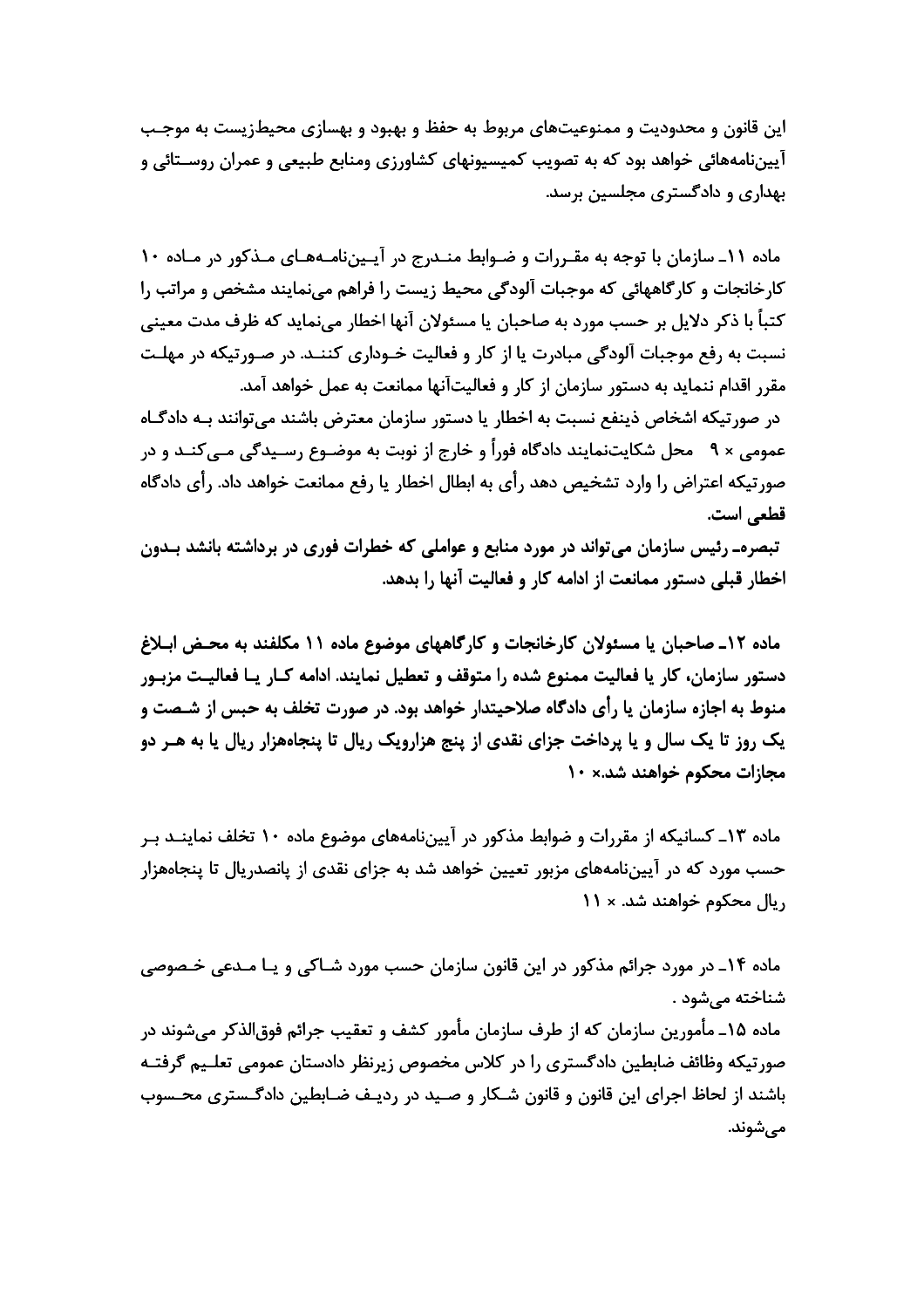این قانون و محدودیت و ممنوعیت‌های مربوط به حفظ و بهبود و بهسازی محیط‌زیست به موجب آیین‌نامه‌هائی خواهد بود که به تصویب کمیسیونهای کشاورزی ومنابع طبیعی و عمران روستائی و بهداری و دادگستری مجلسین برسد.

ماده ۱۱ـ سازمان با توجه به مقررات و ضوابط مندرج در آیین‌نامه‌های مذکور در ماده ۱۰ کارخانجات و کارگاههائی که موجبات آلودگی محیط زیست را فراهم می‌نمایند مشخص و مراتب را کتباً با ذکر دلایل بر حسب مورد به صاحبان یا مسئولان آنها اخطار می‌نماید که ظرف مدت معینی نسبت به رفع موجبات آلودگی مبادرت یا از کار و فعالیت خودداری کنند. در صورتیکه در مهلت مقرر اقدام ننماید به دستور سازمان از کار و فعالیت‌آنها ممانعت به عمل خواهد آمد.

در صورتیکه اشخاص ذینفع نسبت به اخطار یا دستور سازمان معترض باشند می‌توانند به دادگاه عمومی × ۹ محل شکایت‌نمایند دادگاه فوراً و خارج از نوبت به موضوع رسیدگی می‌کند و در صورتیکه اعتراض را وارد تشخیص دهد رأی به ابطال اخطار یا رفع ممانعت خواهد داد. رأی دادگاه قطعی است.

**تبصره- رئیس سازمان می‌تواند در مورد منابع و عواملی که خطرات فوری در برداشته باشد بدون اخطار قبلی دستور ممانعت از ادامه کار و فعالیت آنها را بدهد.**

**ماده ۱۲ـ صاحبان یا مسئولان کارخانجات و کارگاههای موضوع ماده ۱۱ مکلفند به محض ابلاغ دستور سازمان، کار یا فعالیت ممنوع شده را متوقف و تعطیل نمایند. ادامه کار یا فعالیت مزبور منوط به اجازه سازمان یا رأی دادگاه صلاحیتدار خواهد بود. در صورت تخلف به حبس از شصت و یک روز تا یک سال و یا پرداخت جزای نقدی از پنج هزارویک ریال تا پنجاه‌هزار ریال یا به هر دو مجازات محکوم خواهند شد.× ۱۰**

ماده ۱۳ـ کسانیکه از مقررات و ضوابط مذکور در آیین‌نامه‌های موضوع ماده ۱۰ تخلف نمایند بر حسب مورد که در آیین‌نامه‌های مزبور تعیین خواهد شد به جزای نقدی از پانصدریال تا پنجاه‌هزار ریال محکوم خواهند شد. × ۱۱

ماده ۱۴ـ در مورد جرائم مذکور در این قانون سازمان حسب مورد شاکی و یا مدعی خصوصی شناخته می‌شود .

ماده ۱۵ـ مأمورین سازمان که از طرف سازمان مأمور کشف و تعقیب جرائم فوق‌الذکر می‌شوند در صورتیکه وظائف ضابطین دادگستری را در کلاس مخصوص زیرنظر دادستان عمومی تعلیم گرفته باشند از لحاظ اجرای این قانون و قانون شکار و صید در ردیف ضابطین دادگستری محسوب می‌شوند.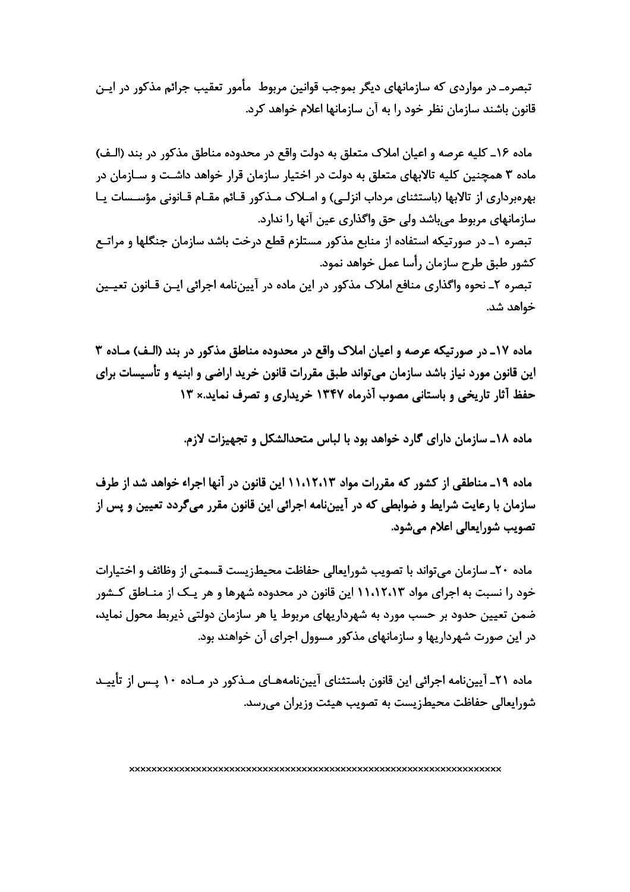تبصره- در مواردی که سازمانهای دیگر بموجب قوانین مربوط مأمور تعقیب جرائم مذکور در این قانون باشند سازمان نظر خود را به آن سازمانها اعلام خواهد کرد.

ماده ۱۶- کلیه عرصه و اعیان املاک متعلق به دولت واقع در محدوده مناطق مذکور در بند (الف) ماده ۳ همچنین کلیه تالابهای متعلق به دولت در اختیار سازمان قرار خواهد داشت و سازمان در بهره‌برداری از تالابها (باستثنای مرداب انزلی) و املاک مذکور قائم مقام قانونی مؤسسات یا سازمانهای مربوط می‌باشد ولی حق واگذاری عین آنها را ندارد.

تبصره ۱- در صورتیکه استفاده از منابع مذکور مستلزم قطع درخت باشد سازمان جنگلها و مراتع کشور طبق طرح سازمان رأسا عمل خواهد نمود.

تبصره ۲- نحوه واگذاری منافع املاک مذکور در این ماده در آیین‌نامه اجرائی این قانون تعیین خواهد شد.

**ماده ۱۷- در صورتیکه عرصه و اعیان املاک واقع در محدوده مناطق مذکور در بند (الف) ماده ۳ این قانون مورد نیاز باشد سازمان می‌تواند طبق مقررات قانون خرید اراضی و ابنیه و تأسیسات برای حفظ آثار تاریخی و باستانی مصوب آذرماه ۱۳۴۷ خریداری و تصرف نماید.× ۱۳**

**ماده ۱۸- سازمان دارای گارد خواهد بود با لباس متحدالشکل و تجهیزات لازم.**

**ماده ۱۹- مناطقی از کشور که مقررات مواد ۱۱،۱۲،۱۳ این قانون در آنها اجراء خواهد شد از طرف سازمان با رعایت شرایط و ضوابطی که در آیین‌نامه اجرائی این قانون مقرر می‌گردد تعیین و پس از تصویب شورایعالی اعلام می‌شود.**

ماده ۲۰- سازمان می‌تواند با تصویب شورایعالی حفاظت محیط‌زیست قسمتی از وظائف و اختیارات خود را نسبت به اجرای مواد ۱۱،۱۲،۱۳ این قانون در محدوده شهرها و هر یک از مناطق کشور ضمن تعیین حدود بر حسب مورد به شهرداریهای مربوط یا هر سازمان دولتی ذیربط محول نماید، در این صورت شهرداریها و سازمانهای مذکور مسوول اجرای آن خواهند بود.

ماده ۲۱- آیین‌نامه اجرائی این قانون باستثنای آیین‌نامه‌های مذکور در ماده ۱۰ پس از تأیید شورایعالی حفاظت محیط‌زیست به تصویب هیئت وزیران می‌رسد.

xxxxxxxxxxxxxxxxxxxxxxxxxxxxxxxxxxxxxxxxxxxxxxxxxxxxxxxxxxxxxxxxxxxx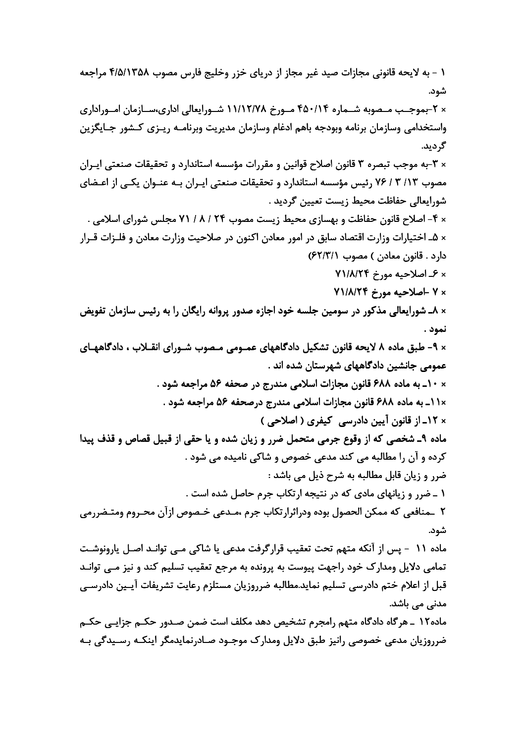۱ - به لایحه قانونی مجازات صید غیر مجاز از دریای خزر وخلیج فارس مصوب ۴/۵/۱۳۵۸ مراجعه شود.

× ۲-بموجب مصوبه شماره ۴۵۰/۱۴ مورخ ۱۱/۱۲/۷۸ شورایعالی اداری،سازمان اموراداری واستخدامی وسازمان برنامه وبودجه باهم ادغام وسازمان مدیریت وبرنامه ریزی کشور جایگزین گردید.

× ۳-به موجب تبصره ۳ قانون اصلاح قوانین و مقررات مؤسسه استاندارد و تحقیقات صنعتی ایران مصوب ۱۳/ ۳ / ۷۶ رئیس مؤسسه استاندارد و تحقیقات صنعتی ایران بـه عنوان یکی از اعضای شورایعالی حفاظت محیط زیست تعیین گردید .

× ۴- اصلاح قانون حفاظت و بهسازی محیط زیست مصوب ۲۴ / ۸ / ۷۱ مجلس شورای اسلامی .

× ۵ـ اختیارات وزارت اقتصاد سابق در امور معادن اکنون در صلاحیت وزارت معادن و فلزات قرار دارد . قانون معادن ) مصوب ۶۲/۳/۱)

× ۶ـ اصلاحیه مورخ ۷۱/۸/۲۴

**× ۷ -اصلاحیه مورخ ۷۱/۸/۲۴**

**× ۸ـ شورایعالی مذکور در سومین جلسه خود اجازه صدور پروانه رایگان را به رئیس سازمان تفویض نمود .**

**× ۹- طبق ماده ۸ لایحه قانون تشکیل دادگاههای عمومی مصوب شورای انقلاب ، دادگاههای عمومی جانشین دادگاههای شهرستان شده اند .**

**× ۱۰ـ به ماده ۶۸۸ قانون مجازات اسلامی مندرج در صحفه ۵۶ مراجعه شود .**

**×۱۱ـ به ماده ۶۸۸ قانون مجازات اسلامی مندرج درصحفه ۵۶ مراجعه شود .**

**× ۱۲ـ از قانون آیین دادرسی کیفری ( اصلاحی )**

**ماده ۹ـ شخصی که از وقوع جرمی متحمل ضرر و زیان شده و یا حقی از قبیل قصاص و قذف پیدا** کرده و آن را مطالبه می کند مدعی خصوص و شاکی نامیده می شود .

ضرر و زیان قابل مطالبه به شرح ذیل می باشد :

۱ ـ ضرر و زیانهای مادی که در نتیجه ارتکاب جرم حاصل شده است .

۲ ـمنافعی که ممکن الحصول بوده ودراثرارتکاب جرم ،مدعی خصوص ازآن محروم ومتضررمی شود.

ماده ۱۱ - پس از آنکه متهم تحت تعقیب قرارگرفت مدعی یا شاکی می تواند اصل یارونوشت تمامی دلایل ومدارک خود راجهت پیوست به پرونده به مرجع تعقیب تسلیم کند و نیز می تواند قبل از اعلام ختم دادرسی تسلیم نماید.مطالبه ضرروزیان مستلزم رعایت تشریفات آیین دادرسی مدنی می باشد.

ماده۱۲ ـ هرگاه دادگاه متهم رامجرم تشخیص دهد مکلف است ضمن صدور حکم جزایی حکم ضرروزیان مدعی خصوصی رانیز طبق دلایل ومدارک موجود صادرنمایدمگر اینکه رسیدگی به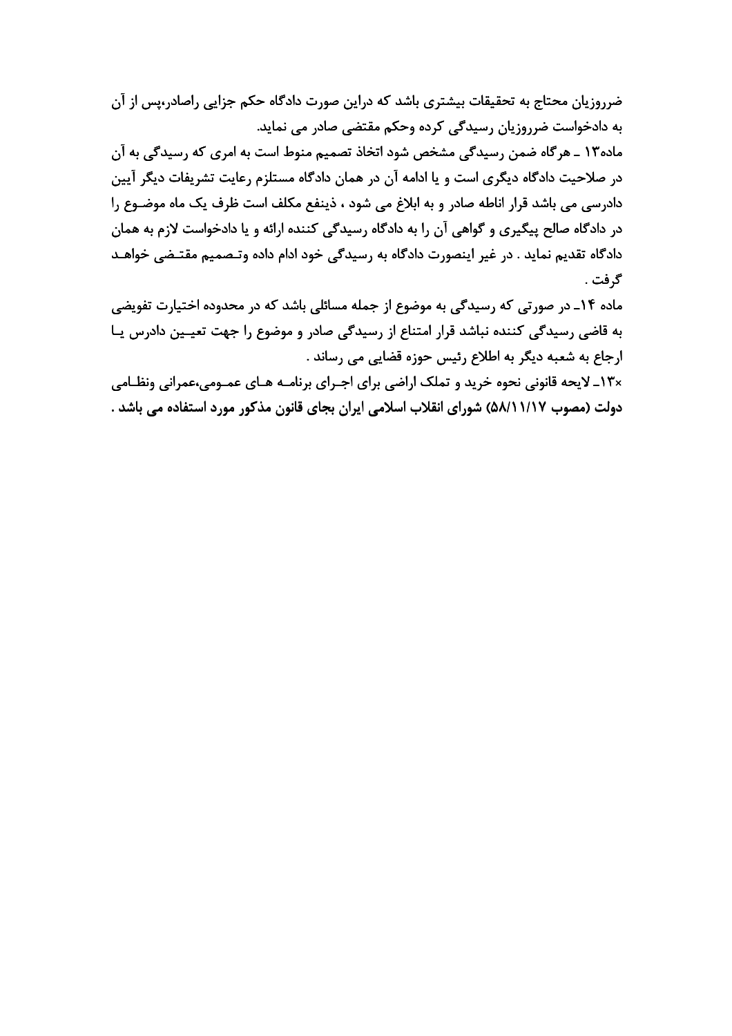ضررروزیان محتاج به تحقیقات بیشتری باشد که دراین صورت دادگاه حکم جزایی راصادر،پس از آن به دادخواست ضررروزیان رسیدگی کرده وحکم مقتضی صادر می نماید.

ماده۱۳ ـ هرگاه ضمن رسیدگی مشخص شود اتخاذ تصمیم منوط است به امری که رسیدگی به آن در صلاحیت دادگاه دیگری است و یا ادامه آن در همان دادگاه مستلزم رعایت تشریفات دیگر آیین دادرسی می باشد قرار اناطه صادر و به ابلاغ می شود ، ذینفع مکلف است ظرف یک ماه موضـوع را در دادگاه صالح پیگیری و گواهی آن را به دادگاه رسیدگی کننده ارائه و یا دادخواست لازم به همان دادگاه تقدیم نماید . در غیر اینصورت دادگاه به رسیدگی خود ادام داده وتـصمیم مقتـضی خواهـد گرفت .

ماده ۱۴ـ در صورتی که رسیدگی به موضوع از جمله مسائلی باشد که در محدوده اختیارت تفویضی به قاضی رسیدگی کننده نباشد قرار امتناع از رسیدگی صادر و موضوع را جهت تعیـین دادرس یـا ارجاع به شعبه دیگر به اطلاع رئیس حوزه قضایی می رساند .

×۱۳ـ لایحه قانونی نحوه خرید و تملک اراضی برای اجـرای برنامـه هـای عمـومی،عمرانی ونظـامی دولت **(مصوب ۵۸/۱۱/۱۷) شورای انقلاب اسلامی ایران بجای قانون مذکور مورد استفاده می باشد .**